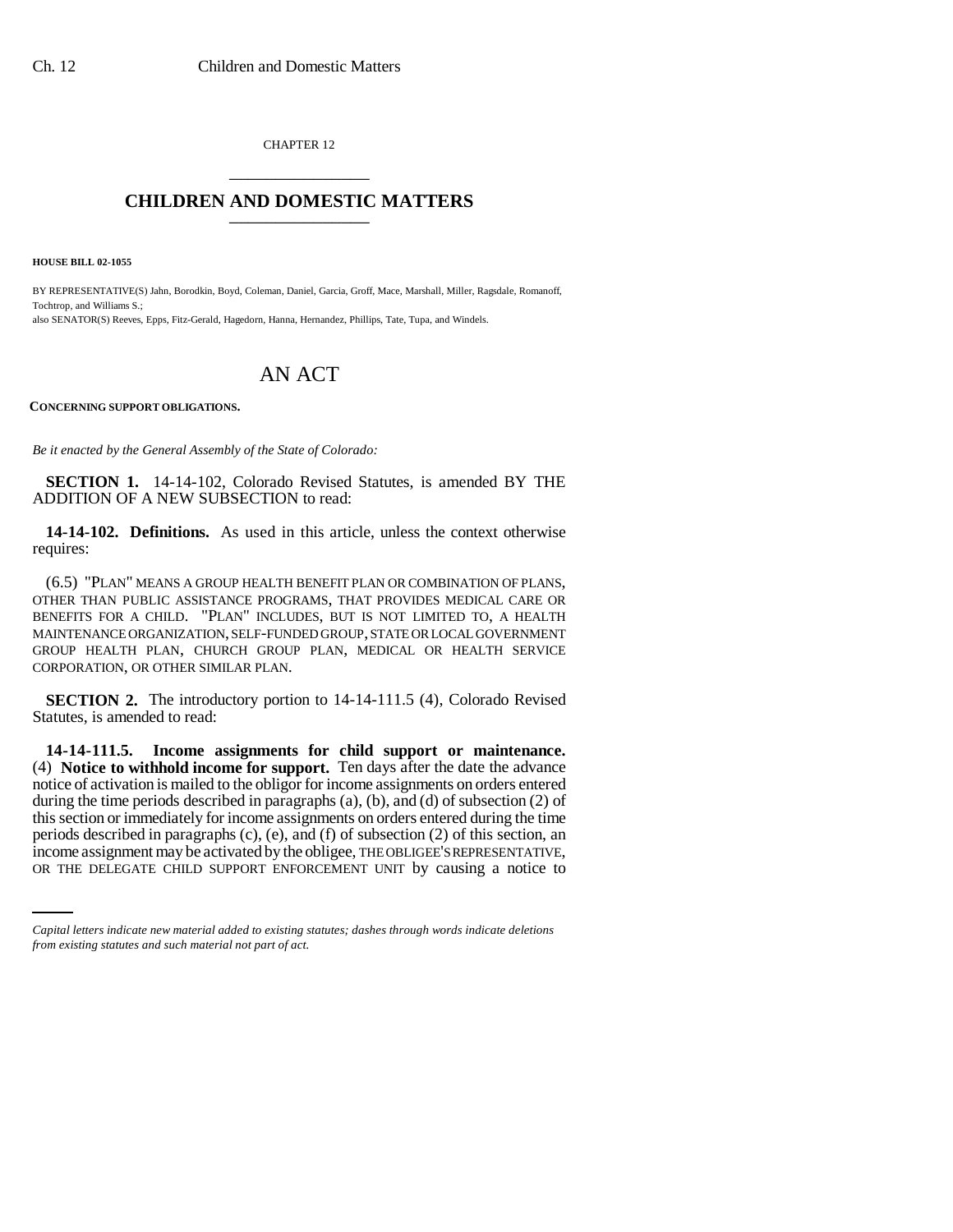CHAPTER 12

# CHILDREN AND DOMESTIC MATTERS

**HOUSE BILL 02-1055**

BY REPRESENTATIVE(S) Jahn, Borodkin, Boyd, Coleman, Daniel, Garcia, Groff, Mace, Marshall, Miller, Ragsdale, Romanoff, Tochtrop, and Williams S.;
also SENATOR(S) Reeves, Epps, Fitz-Gerald, Hagedorn, Hanna, Hernandez, Phillips, Tate, Tupa, and Windels.

## AN ACT

**CONCERNING SUPPORT OBLIGATIONS.**

*Be it enacted by the General Assembly of the State of Colorado:*

**SECTION 1.** 14-14-102, Colorado Revised Statutes, is amended BY THE ADDITION OF A NEW SUBSECTION to read:

**14-14-102. Definitions.** As used in this article, unless the context otherwise requires:

(6.5) "PLAN" MEANS A GROUP HEALTH BENEFIT PLAN OR COMBINATION OF PLANS, OTHER THAN PUBLIC ASSISTANCE PROGRAMS, THAT PROVIDES MEDICAL CARE OR BENEFITS FOR A CHILD. "PLAN" INCLUDES, BUT IS NOT LIMITED TO, A HEALTH MAINTENANCE ORGANIZATION, SELF-FUNDED GROUP, STATE OR LOCAL GOVERNMENT GROUP HEALTH PLAN, CHURCH GROUP PLAN, MEDICAL OR HEALTH SERVICE CORPORATION, OR OTHER SIMILAR PLAN.

**SECTION 2.** The introductory portion to 14-14-111.5 (4), Colorado Revised Statutes, is amended to read:

**14-14-111.5. Income assignments for child support or maintenance.** (4) **Notice to withhold income for support.** Ten days after the date the advance notice of activation is mailed to the obligor for income assignments on orders entered during the time periods described in paragraphs (a), (b), and (d) of subsection (2) of this section or immediately for income assignments on orders entered during the time periods described in paragraphs (c), (e), and (f) of subsection (2) of this section, an income assignment may be activated by the obligee, THE OBLIGEE'S REPRESENTATIVE, OR THE DELEGATE CHILD SUPPORT ENFORCEMENT UNIT by causing a notice to

*Capital letters indicate new material added to existing statutes; dashes through words indicate deletions from existing statutes and such material not part of act.*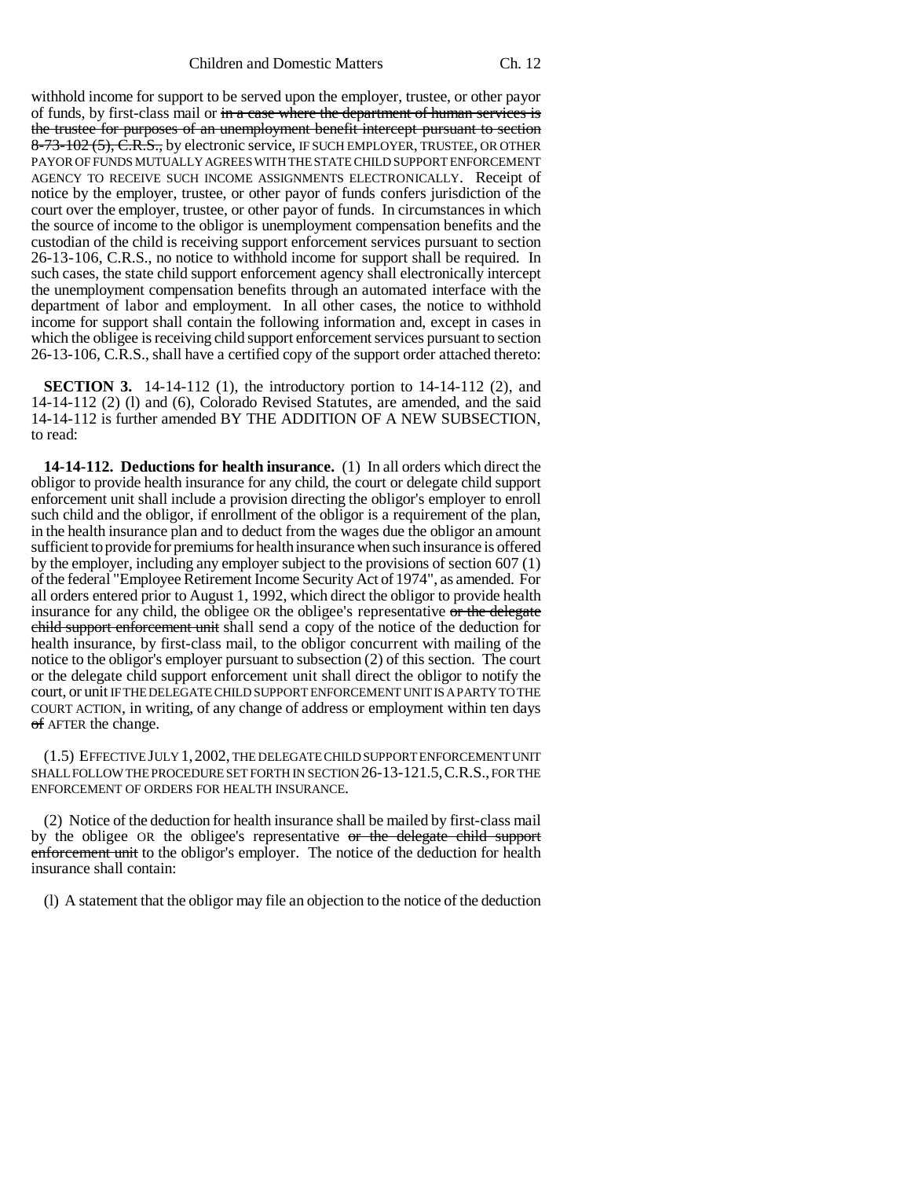withhold income for support to be served upon the employer, trustee, or other payor of funds, by first-class mail or ~~in a case where the department of human services is the trustee for purposes of an unemployment benefit intercept pursuant to section 8-73-102 (5), C.R.S.,~~ by electronic service, IF SUCH EMPLOYER, TRUSTEE, OR OTHER PAYOR OF FUNDS MUTUALLY AGREES WITH THE STATE CHILD SUPPORT ENFORCEMENT AGENCY TO RECEIVE SUCH INCOME ASSIGNMENTS ELECTRONICALLY. Receipt of notice by the employer, trustee, or other payor of funds confers jurisdiction of the court over the employer, trustee, or other payor of funds. In circumstances in which the source of income to the obligor is unemployment compensation benefits and the custodian of the child is receiving support enforcement services pursuant to section 26-13-106, C.R.S., no notice to withhold income for support shall be required. In such cases, the state child support enforcement agency shall electronically intercept the unemployment compensation benefits through an automated interface with the department of labor and employment. In all other cases, the notice to withhold income for support shall contain the following information and, except in cases in which the obligee is receiving child support enforcement services pursuant to section 26-13-106, C.R.S., shall have a certified copy of the support order attached thereto:

**SECTION 3.** 14-14-112 (1), the introductory portion to 14-14-112 (2), and 14-14-112 (2) (l) and (6), Colorado Revised Statutes, are amended, and the said 14-14-112 is further amended BY THE ADDITION OF A NEW SUBSECTION, to read:

**14-14-112. Deductions for health insurance.** (1) In all orders which direct the obligor to provide health insurance for any child, the court or delegate child support enforcement unit shall include a provision directing the obligor's employer to enroll such child and the obligor, if enrollment of the obligor is a requirement of the plan, in the health insurance plan and to deduct from the wages due the obligor an amount sufficient to provide for premiums for health insurance when such insurance is offered by the employer, including any employer subject to the provisions of section 607 (1) of the federal "Employee Retirement Income Security Act of 1974", as amended. For all orders entered prior to August 1, 1992, which direct the obligor to provide health insurance for any child, the obligee OR the obligee's representative ~~or the delegate child support enforcement unit~~ shall send a copy of the notice of the deduction for health insurance, by first-class mail, to the obligor concurrent with mailing of the notice to the obligor's employer pursuant to subsection (2) of this section. The court or the delegate child support enforcement unit shall direct the obligor to notify the court, or unit IF THE DELEGATE CHILD SUPPORT ENFORCEMENT UNIT IS A PARTY TO THE COURT ACTION, in writing, of any change of address or employment within ten days ~~of~~ AFTER the change.

(1.5) EFFECTIVE JULY 1, 2002, THE DELEGATE CHILD SUPPORT ENFORCEMENT UNIT SHALL FOLLOW THE PROCEDURE SET FORTH IN SECTION 26-13-121.5, C.R.S., FOR THE ENFORCEMENT OF ORDERS FOR HEALTH INSURANCE.

(2) Notice of the deduction for health insurance shall be mailed by first-class mail by the obligee OR the obligee's representative ~~or the delegate child support enforcement unit~~ to the obligor's employer. The notice of the deduction for health insurance shall contain:

(l) A statement that the obligor may file an objection to the notice of the deduction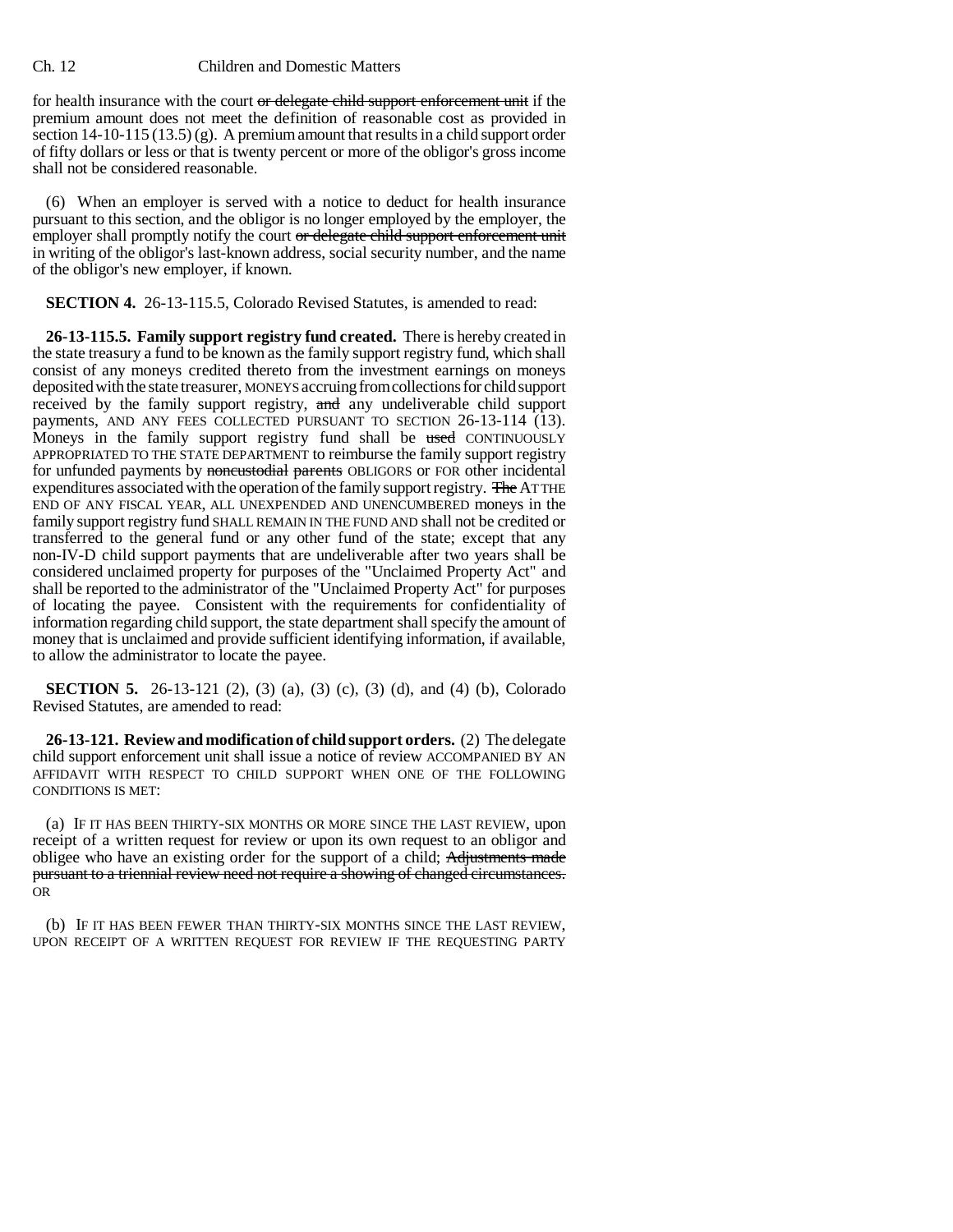for health insurance with the court ~~or delegate child support enforcement unit~~ if the premium amount does not meet the definition of reasonable cost as provided in section 14-10-115 (13.5) (g). A premium amount that results in a child support order of fifty dollars or less or that is twenty percent or more of the obligor's gross income shall not be considered reasonable.

(6) When an employer is served with a notice to deduct for health insurance pursuant to this section, and the obligor is no longer employed by the employer, the employer shall promptly notify the court ~~or delegate child support enforcement unit~~ in writing of the obligor's last-known address, social security number, and the name of the obligor's new employer, if known.

**SECTION 4.** 26-13-115.5, Colorado Revised Statutes, is amended to read:

**26-13-115.5. Family support registry fund created.** There is hereby created in the state treasury a fund to be known as the family support registry fund, which shall consist of any moneys credited thereto from the investment earnings on moneys deposited with the state treasurer, MONEYS accruing from collections for child support received by the family support registry, ~~and~~ any undeliverable child support payments, AND ANY FEES COLLECTED PURSUANT TO SECTION 26-13-114 (13). Moneys in the family support registry fund shall be ~~used~~ CONTINUOUSLY APPROPRIATED TO THE STATE DEPARTMENT to reimburse the family support registry for unfunded payments by ~~noncustodial parents~~ OBLIGORS or FOR other incidental expenditures associated with the operation of the family support registry. ~~The~~ AT THE END OF ANY FISCAL YEAR, ALL UNEXPENDED AND UNENCUMBERED moneys in the family support registry fund SHALL REMAIN IN THE FUND AND shall not be credited or transferred to the general fund or any other fund of the state; except that any non-IV-D child support payments that are undeliverable after two years shall be considered unclaimed property for purposes of the "Unclaimed Property Act" and shall be reported to the administrator of the "Unclaimed Property Act" for purposes of locating the payee. Consistent with the requirements for confidentiality of information regarding child support, the state department shall specify the amount of money that is unclaimed and provide sufficient identifying information, if available, to allow the administrator to locate the payee.

**SECTION 5.** 26-13-121 (2), (3) (a), (3) (c), (3) (d), and (4) (b), Colorado Revised Statutes, are amended to read:

**26-13-121. Review and modification of child support orders.** (2) The delegate child support enforcement unit shall issue a notice of review ACCOMPANIED BY AN AFFIDAVIT WITH RESPECT TO CHILD SUPPORT WHEN ONE OF THE FOLLOWING CONDITIONS IS MET:

(a) IF IT HAS BEEN THIRTY-SIX MONTHS OR MORE SINCE THE LAST REVIEW, upon receipt of a written request for review or upon its own request to an obligor and obligee who have an existing order for the support of a child; ~~Adjustments made pursuant to a triennial review need not require a showing of changed circumstances.~~ OR

(b) IF IT HAS BEEN FEWER THAN THIRTY-SIX MONTHS SINCE THE LAST REVIEW, UPON RECEIPT OF A WRITTEN REQUEST FOR REVIEW IF THE REQUESTING PARTY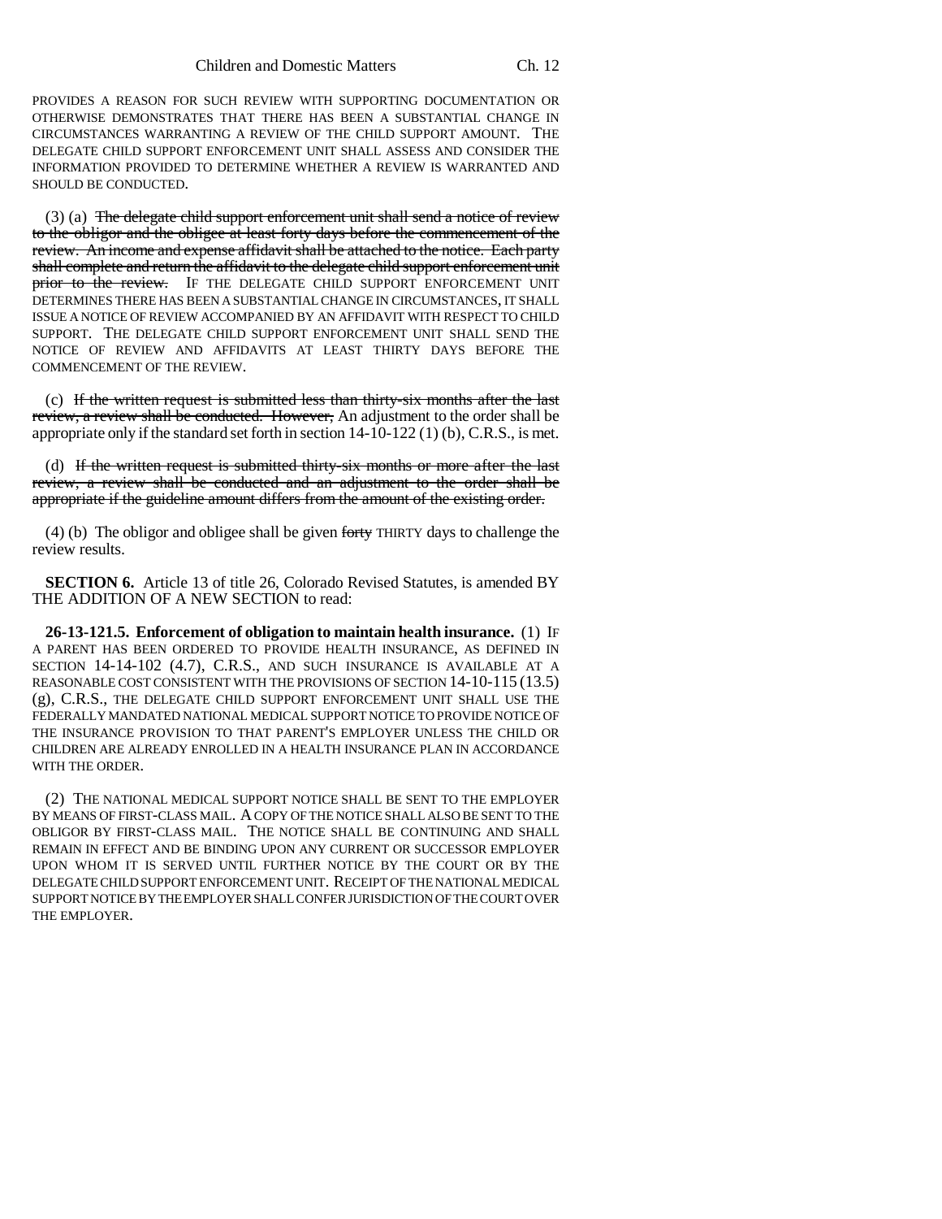PROVIDES A REASON FOR SUCH REVIEW WITH SUPPORTING DOCUMENTATION OR OTHERWISE DEMONSTRATES THAT THERE HAS BEEN A SUBSTANTIAL CHANGE IN CIRCUMSTANCES WARRANTING A REVIEW OF THE CHILD SUPPORT AMOUNT. THE DELEGATE CHILD SUPPORT ENFORCEMENT UNIT SHALL ASSESS AND CONSIDER THE INFORMATION PROVIDED TO DETERMINE WHETHER A REVIEW IS WARRANTED AND SHOULD BE CONDUCTED.

(3) (a) ~~The delegate child support enforcement unit shall send a notice of review to the obligor and the obligee at least forty days before the commencement of the review. An income and expense affidavit shall be attached to the notice. Each party shall complete and return the affidavit to the delegate child support enforcement unit prior to the review.~~ IF THE DELEGATE CHILD SUPPORT ENFORCEMENT UNIT DETERMINES THERE HAS BEEN A SUBSTANTIAL CHANGE IN CIRCUMSTANCES, IT SHALL ISSUE A NOTICE OF REVIEW ACCOMPANIED BY AN AFFIDAVIT WITH RESPECT TO CHILD SUPPORT. THE DELEGATE CHILD SUPPORT ENFORCEMENT UNIT SHALL SEND THE NOTICE OF REVIEW AND AFFIDAVITS AT LEAST THIRTY DAYS BEFORE THE COMMENCEMENT OF THE REVIEW.

(c) ~~If the written request is submitted less than thirty-six months after the last review, a review shall be conducted. However,~~ An adjustment to the order shall be appropriate only if the standard set forth in section 14-10-122 (1) (b), C.R.S., is met.

(d) ~~If the written request is submitted thirty-six months or more after the last review, a review shall be conducted and an adjustment to the order shall be appropriate if the guideline amount differs from the amount of the existing order.~~

(4) (b) The obligor and obligee shall be given ~~forty~~ THIRTY days to challenge the review results.

**SECTION 6.** Article 13 of title 26, Colorado Revised Statutes, is amended BY THE ADDITION OF A NEW SECTION to read:

**26-13-121.5. Enforcement of obligation to maintain health insurance.** (1) IF A PARENT HAS BEEN ORDERED TO PROVIDE HEALTH INSURANCE, AS DEFINED IN SECTION 14-14-102 (4.7), C.R.S., AND SUCH INSURANCE IS AVAILABLE AT A REASONABLE COST CONSISTENT WITH THE PROVISIONS OF SECTION 14-10-115 (13.5) (g), C.R.S., THE DELEGATE CHILD SUPPORT ENFORCEMENT UNIT SHALL USE THE FEDERALLY MANDATED NATIONAL MEDICAL SUPPORT NOTICE TO PROVIDE NOTICE OF THE INSURANCE PROVISION TO THAT PARENT'S EMPLOYER UNLESS THE CHILD OR CHILDREN ARE ALREADY ENROLLED IN A HEALTH INSURANCE PLAN IN ACCORDANCE WITH THE ORDER.

(2) THE NATIONAL MEDICAL SUPPORT NOTICE SHALL BE SENT TO THE EMPLOYER BY MEANS OF FIRST-CLASS MAIL. A COPY OF THE NOTICE SHALL ALSO BE SENT TO THE OBLIGOR BY FIRST-CLASS MAIL. THE NOTICE SHALL BE CONTINUING AND SHALL REMAIN IN EFFECT AND BE BINDING UPON ANY CURRENT OR SUCCESSOR EMPLOYER UPON WHOM IT IS SERVED UNTIL FURTHER NOTICE BY THE COURT OR BY THE DELEGATE CHILD SUPPORT ENFORCEMENT UNIT. RECEIPT OF THE NATIONAL MEDICAL SUPPORT NOTICE BY THE EMPLOYER SHALL CONFER JURISDICTION OF THE COURT OVER THE EMPLOYER.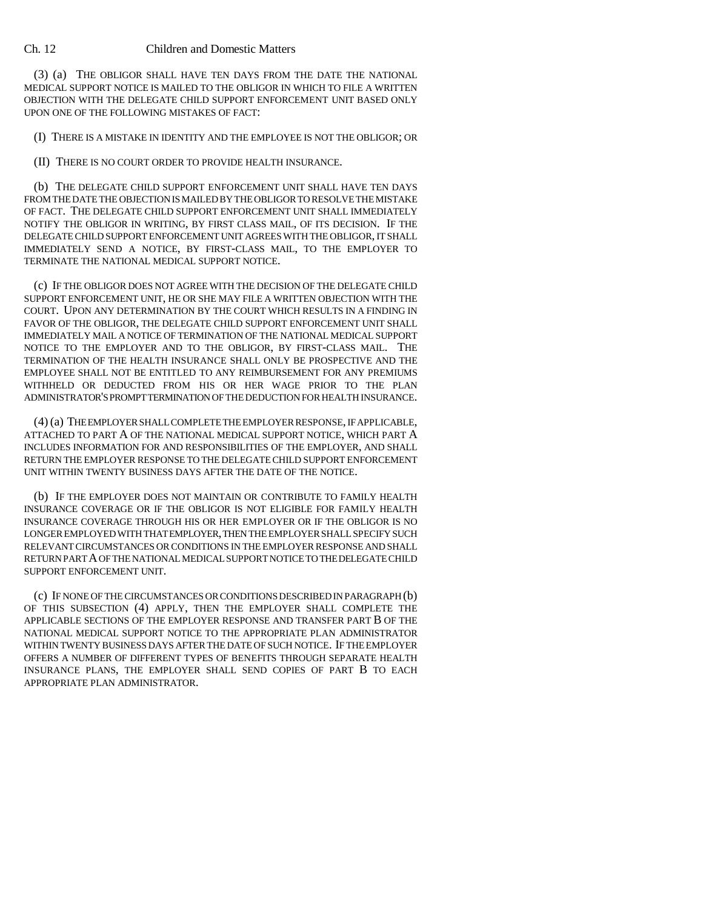(3) (a) THE OBLIGOR SHALL HAVE TEN DAYS FROM THE DATE THE NATIONAL MEDICAL SUPPORT NOTICE IS MAILED TO THE OBLIGOR IN WHICH TO FILE A WRITTEN OBJECTION WITH THE DELEGATE CHILD SUPPORT ENFORCEMENT UNIT BASED ONLY UPON ONE OF THE FOLLOWING MISTAKES OF FACT:

(I) THERE IS A MISTAKE IN IDENTITY AND THE EMPLOYEE IS NOT THE OBLIGOR; OR

(II) THERE IS NO COURT ORDER TO PROVIDE HEALTH INSURANCE.

(b) THE DELEGATE CHILD SUPPORT ENFORCEMENT UNIT SHALL HAVE TEN DAYS FROM THE DATE THE OBJECTION IS MAILED BY THE OBLIGOR TO RESOLVE THE MISTAKE OF FACT. THE DELEGATE CHILD SUPPORT ENFORCEMENT UNIT SHALL IMMEDIATELY NOTIFY THE OBLIGOR IN WRITING, BY FIRST CLASS MAIL, OF ITS DECISION. IF THE DELEGATE CHILD SUPPORT ENFORCEMENT UNIT AGREES WITH THE OBLIGOR, IT SHALL IMMEDIATELY SEND A NOTICE, BY FIRST-CLASS MAIL, TO THE EMPLOYER TO TERMINATE THE NATIONAL MEDICAL SUPPORT NOTICE.

(c) IF THE OBLIGOR DOES NOT AGREE WITH THE DECISION OF THE DELEGATE CHILD SUPPORT ENFORCEMENT UNIT, HE OR SHE MAY FILE A WRITTEN OBJECTION WITH THE COURT. UPON ANY DETERMINATION BY THE COURT WHICH RESULTS IN A FINDING IN FAVOR OF THE OBLIGOR, THE DELEGATE CHILD SUPPORT ENFORCEMENT UNIT SHALL IMMEDIATELY MAIL A NOTICE OF TERMINATION OF THE NATIONAL MEDICAL SUPPORT NOTICE TO THE EMPLOYER AND TO THE OBLIGOR, BY FIRST-CLASS MAIL. THE TERMINATION OF THE HEALTH INSURANCE SHALL ONLY BE PROSPECTIVE AND THE EMPLOYEE SHALL NOT BE ENTITLED TO ANY REIMBURSEMENT FOR ANY PREMIUMS WITHHELD OR DEDUCTED FROM HIS OR HER WAGE PRIOR TO THE PLAN ADMINISTRATOR'S PROMPT TERMINATION OF THE DEDUCTION FOR HEALTH INSURANCE.

(4) (a) THE EMPLOYER SHALL COMPLETE THE EMPLOYER RESPONSE, IF APPLICABLE, ATTACHED TO PART A OF THE NATIONAL MEDICAL SUPPORT NOTICE, WHICH PART A INCLUDES INFORMATION FOR AND RESPONSIBILITIES OF THE EMPLOYER, AND SHALL RETURN THE EMPLOYER RESPONSE TO THE DELEGATE CHILD SUPPORT ENFORCEMENT UNIT WITHIN TWENTY BUSINESS DAYS AFTER THE DATE OF THE NOTICE.

(b) IF THE EMPLOYER DOES NOT MAINTAIN OR CONTRIBUTE TO FAMILY HEALTH INSURANCE COVERAGE OR IF THE OBLIGOR IS NOT ELIGIBLE FOR FAMILY HEALTH INSURANCE COVERAGE THROUGH HIS OR HER EMPLOYER OR IF THE OBLIGOR IS NO LONGER EMPLOYED WITH THAT EMPLOYER, THEN THE EMPLOYER SHALL SPECIFY SUCH RELEVANT CIRCUMSTANCES OR CONDITIONS IN THE EMPLOYER RESPONSE AND SHALL RETURN PART A OF THE NATIONAL MEDICAL SUPPORT NOTICE TO THE DELEGATE CHILD SUPPORT ENFORCEMENT UNIT.

(c) IF NONE OF THE CIRCUMSTANCES OR CONDITIONS DESCRIBED IN PARAGRAPH (b) OF THIS SUBSECTION (4) APPLY, THEN THE EMPLOYER SHALL COMPLETE THE APPLICABLE SECTIONS OF THE EMPLOYER RESPONSE AND TRANSFER PART B OF THE NATIONAL MEDICAL SUPPORT NOTICE TO THE APPROPRIATE PLAN ADMINISTRATOR WITHIN TWENTY BUSINESS DAYS AFTER THE DATE OF SUCH NOTICE. IF THE EMPLOYER OFFERS A NUMBER OF DIFFERENT TYPES OF BENEFITS THROUGH SEPARATE HEALTH INSURANCE PLANS, THE EMPLOYER SHALL SEND COPIES OF PART B TO EACH APPROPRIATE PLAN ADMINISTRATOR.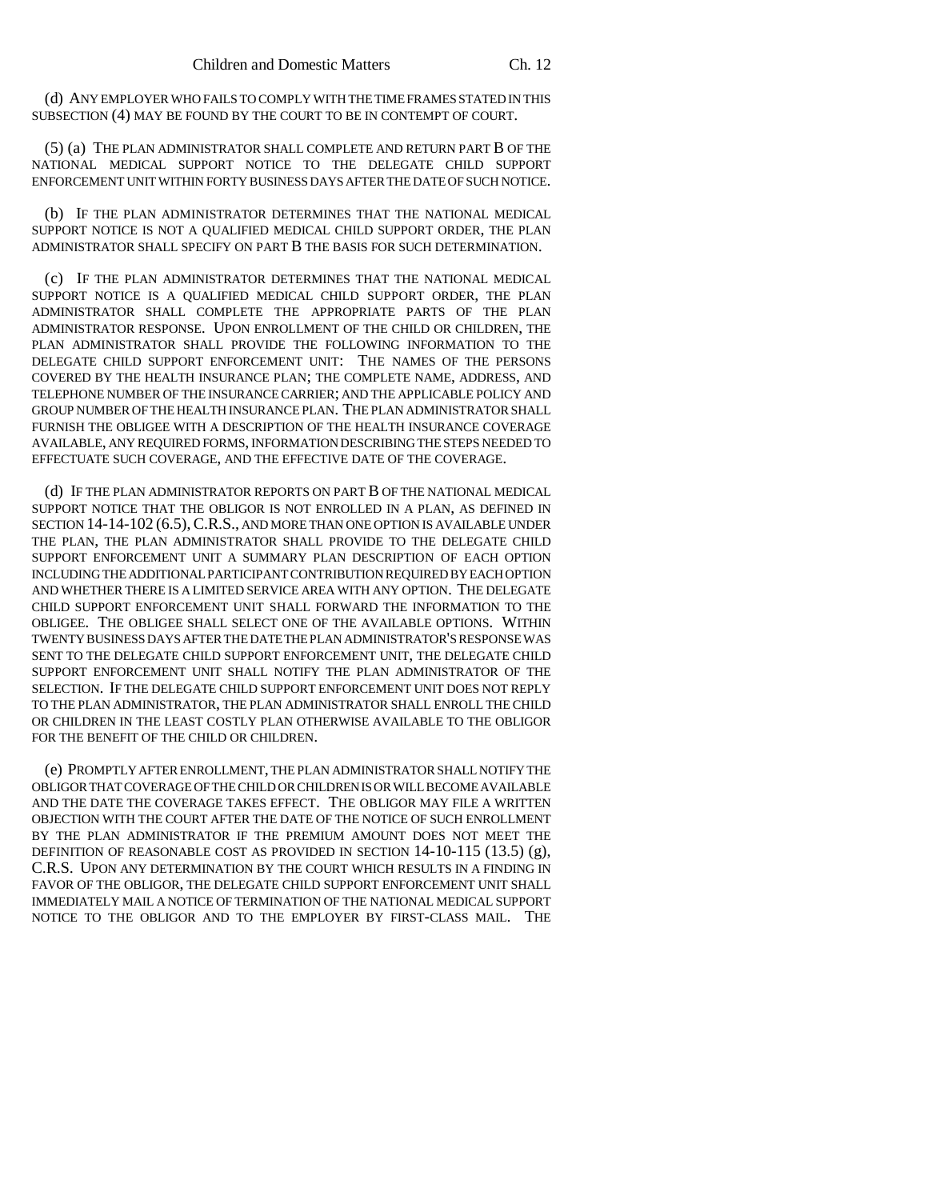(d) ANY EMPLOYER WHO FAILS TO COMPLY WITH THE TIME FRAMES STATED IN THIS SUBSECTION (4) MAY BE FOUND BY THE COURT TO BE IN CONTEMPT OF COURT.

(5) (a) THE PLAN ADMINISTRATOR SHALL COMPLETE AND RETURN PART B OF THE NATIONAL MEDICAL SUPPORT NOTICE TO THE DELEGATE CHILD SUPPORT ENFORCEMENT UNIT WITHIN FORTY BUSINESS DAYS AFTER THE DATE OF SUCH NOTICE.

(b) IF THE PLAN ADMINISTRATOR DETERMINES THAT THE NATIONAL MEDICAL SUPPORT NOTICE IS NOT A QUALIFIED MEDICAL CHILD SUPPORT ORDER, THE PLAN ADMINISTRATOR SHALL SPECIFY ON PART B THE BASIS FOR SUCH DETERMINATION.

(c) IF THE PLAN ADMINISTRATOR DETERMINES THAT THE NATIONAL MEDICAL SUPPORT NOTICE IS A QUALIFIED MEDICAL CHILD SUPPORT ORDER, THE PLAN ADMINISTRATOR SHALL COMPLETE THE APPROPRIATE PARTS OF THE PLAN ADMINISTRATOR RESPONSE. UPON ENROLLMENT OF THE CHILD OR CHILDREN, THE PLAN ADMINISTRATOR SHALL PROVIDE THE FOLLOWING INFORMATION TO THE DELEGATE CHILD SUPPORT ENFORCEMENT UNIT: THE NAMES OF THE PERSONS COVERED BY THE HEALTH INSURANCE PLAN; THE COMPLETE NAME, ADDRESS, AND TELEPHONE NUMBER OF THE INSURANCE CARRIER; AND THE APPLICABLE POLICY AND GROUP NUMBER OF THE HEALTH INSURANCE PLAN. THE PLAN ADMINISTRATOR SHALL FURNISH THE OBLIGEE WITH A DESCRIPTION OF THE HEALTH INSURANCE COVERAGE AVAILABLE, ANY REQUIRED FORMS, INFORMATION DESCRIBING THE STEPS NEEDED TO EFFECTUATE SUCH COVERAGE, AND THE EFFECTIVE DATE OF THE COVERAGE.

(d) IF THE PLAN ADMINISTRATOR REPORTS ON PART B OF THE NATIONAL MEDICAL SUPPORT NOTICE THAT THE OBLIGOR IS NOT ENROLLED IN A PLAN, AS DEFINED IN SECTION 14-14-102 (6.5), C.R.S., AND MORE THAN ONE OPTION IS AVAILABLE UNDER THE PLAN, THE PLAN ADMINISTRATOR SHALL PROVIDE TO THE DELEGATE CHILD SUPPORT ENFORCEMENT UNIT A SUMMARY PLAN DESCRIPTION OF EACH OPTION INCLUDING THE ADDITIONAL PARTICIPANT CONTRIBUTION REQUIRED BY EACH OPTION AND WHETHER THERE IS A LIMITED SERVICE AREA WITH ANY OPTION. THE DELEGATE CHILD SUPPORT ENFORCEMENT UNIT SHALL FORWARD THE INFORMATION TO THE OBLIGEE. THE OBLIGEE SHALL SELECT ONE OF THE AVAILABLE OPTIONS. WITHIN TWENTY BUSINESS DAYS AFTER THE DATE THE PLAN ADMINISTRATOR'S RESPONSE WAS SENT TO THE DELEGATE CHILD SUPPORT ENFORCEMENT UNIT, THE DELEGATE CHILD SUPPORT ENFORCEMENT UNIT SHALL NOTIFY THE PLAN ADMINISTRATOR OF THE SELECTION. IF THE DELEGATE CHILD SUPPORT ENFORCEMENT UNIT DOES NOT REPLY TO THE PLAN ADMINISTRATOR, THE PLAN ADMINISTRATOR SHALL ENROLL THE CHILD OR CHILDREN IN THE LEAST COSTLY PLAN OTHERWISE AVAILABLE TO THE OBLIGOR FOR THE BENEFIT OF THE CHILD OR CHILDREN.

(e) PROMPTLY AFTER ENROLLMENT, THE PLAN ADMINISTRATOR SHALL NOTIFY THE OBLIGOR THAT COVERAGE OF THE CHILD OR CHILDREN IS OR WILL BECOME AVAILABLE AND THE DATE THE COVERAGE TAKES EFFECT. THE OBLIGOR MAY FILE A WRITTEN OBJECTION WITH THE COURT AFTER THE DATE OF THE NOTICE OF SUCH ENROLLMENT BY THE PLAN ADMINISTRATOR IF THE PREMIUM AMOUNT DOES NOT MEET THE DEFINITION OF REASONABLE COST AS PROVIDED IN SECTION 14-10-115 (13.5) (g), C.R.S. UPON ANY DETERMINATION BY THE COURT WHICH RESULTS IN A FINDING IN FAVOR OF THE OBLIGOR, THE DELEGATE CHILD SUPPORT ENFORCEMENT UNIT SHALL IMMEDIATELY MAIL A NOTICE OF TERMINATION OF THE NATIONAL MEDICAL SUPPORT NOTICE TO THE OBLIGOR AND TO THE EMPLOYER BY FIRST-CLASS MAIL. THE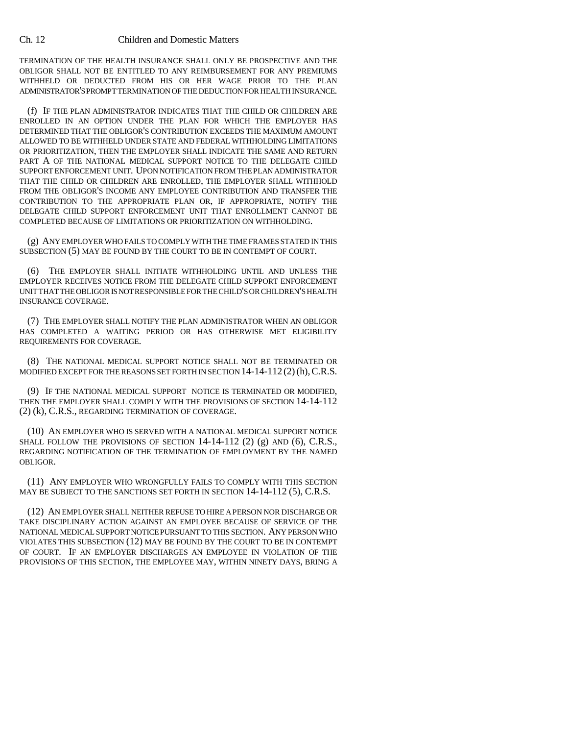TERMINATION OF THE HEALTH INSURANCE SHALL ONLY BE PROSPECTIVE AND THE OBLIGOR SHALL NOT BE ENTITLED TO ANY REIMBURSEMENT FOR ANY PREMIUMS WITHHELD OR DEDUCTED FROM HIS OR HER WAGE PRIOR TO THE PLAN ADMINISTRATOR'S PROMPT TERMINATION OF THE DEDUCTION FOR HEALTH INSURANCE.

(f) IF THE PLAN ADMINISTRATOR INDICATES THAT THE CHILD OR CHILDREN ARE ENROLLED IN AN OPTION UNDER THE PLAN FOR WHICH THE EMPLOYER HAS DETERMINED THAT THE OBLIGOR'S CONTRIBUTION EXCEEDS THE MAXIMUM AMOUNT ALLOWED TO BE WITHHELD UNDER STATE AND FEDERAL WITHHOLDING LIMITATIONS OR PRIORITIZATION, THEN THE EMPLOYER SHALL INDICATE THE SAME AND RETURN PART A OF THE NATIONAL MEDICAL SUPPORT NOTICE TO THE DELEGATE CHILD SUPPORT ENFORCEMENT UNIT. UPON NOTIFICATION FROM THE PLAN ADMINISTRATOR THAT THE CHILD OR CHILDREN ARE ENROLLED, THE EMPLOYER SHALL WITHHOLD FROM THE OBLIGOR'S INCOME ANY EMPLOYEE CONTRIBUTION AND TRANSFER THE CONTRIBUTION TO THE APPROPRIATE PLAN OR, IF APPROPRIATE, NOTIFY THE DELEGATE CHILD SUPPORT ENFORCEMENT UNIT THAT ENROLLMENT CANNOT BE COMPLETED BECAUSE OF LIMITATIONS OR PRIORITIZATION ON WITHHOLDING.

(g) ANY EMPLOYER WHO FAILS TO COMPLY WITH THE TIME FRAMES STATED IN THIS SUBSECTION (5) MAY BE FOUND BY THE COURT TO BE IN CONTEMPT OF COURT.

(6) THE EMPLOYER SHALL INITIATE WITHHOLDING UNTIL AND UNLESS THE EMPLOYER RECEIVES NOTICE FROM THE DELEGATE CHILD SUPPORT ENFORCEMENT UNIT THAT THE OBLIGOR IS NOT RESPONSIBLE FOR THE CHILD'S OR CHILDREN'S HEALTH INSURANCE COVERAGE.

(7) THE EMPLOYER SHALL NOTIFY THE PLAN ADMINISTRATOR WHEN AN OBLIGOR HAS COMPLETED A WAITING PERIOD OR HAS OTHERWISE MET ELIGIBILITY REQUIREMENTS FOR COVERAGE.

(8) THE NATIONAL MEDICAL SUPPORT NOTICE SHALL NOT BE TERMINATED OR MODIFIED EXCEPT FOR THE REASONS SET FORTH IN SECTION 14-14-112 (2) (h), C.R.S.

(9) IF THE NATIONAL MEDICAL SUPPORT NOTICE IS TERMINATED OR MODIFIED, THEN THE EMPLOYER SHALL COMPLY WITH THE PROVISIONS OF SECTION 14-14-112 (2) (k), C.R.S., REGARDING TERMINATION OF COVERAGE.

(10) AN EMPLOYER WHO IS SERVED WITH A NATIONAL MEDICAL SUPPORT NOTICE SHALL FOLLOW THE PROVISIONS OF SECTION 14-14-112 (2) (g) AND (6), C.R.S., REGARDING NOTIFICATION OF THE TERMINATION OF EMPLOYMENT BY THE NAMED OBLIGOR.

(11) ANY EMPLOYER WHO WRONGFULLY FAILS TO COMPLY WITH THIS SECTION MAY BE SUBJECT TO THE SANCTIONS SET FORTH IN SECTION 14-14-112 (5), C.R.S.

(12) AN EMPLOYER SHALL NEITHER REFUSE TO HIRE A PERSON NOR DISCHARGE OR TAKE DISCIPLINARY ACTION AGAINST AN EMPLOYEE BECAUSE OF SERVICE OF THE NATIONAL MEDICAL SUPPORT NOTICE PURSUANT TO THIS SECTION. ANY PERSON WHO VIOLATES THIS SUBSECTION (12) MAY BE FOUND BY THE COURT TO BE IN CONTEMPT OF COURT. IF AN EMPLOYER DISCHARGES AN EMPLOYEE IN VIOLATION OF THE PROVISIONS OF THIS SECTION, THE EMPLOYEE MAY, WITHIN NINETY DAYS, BRING A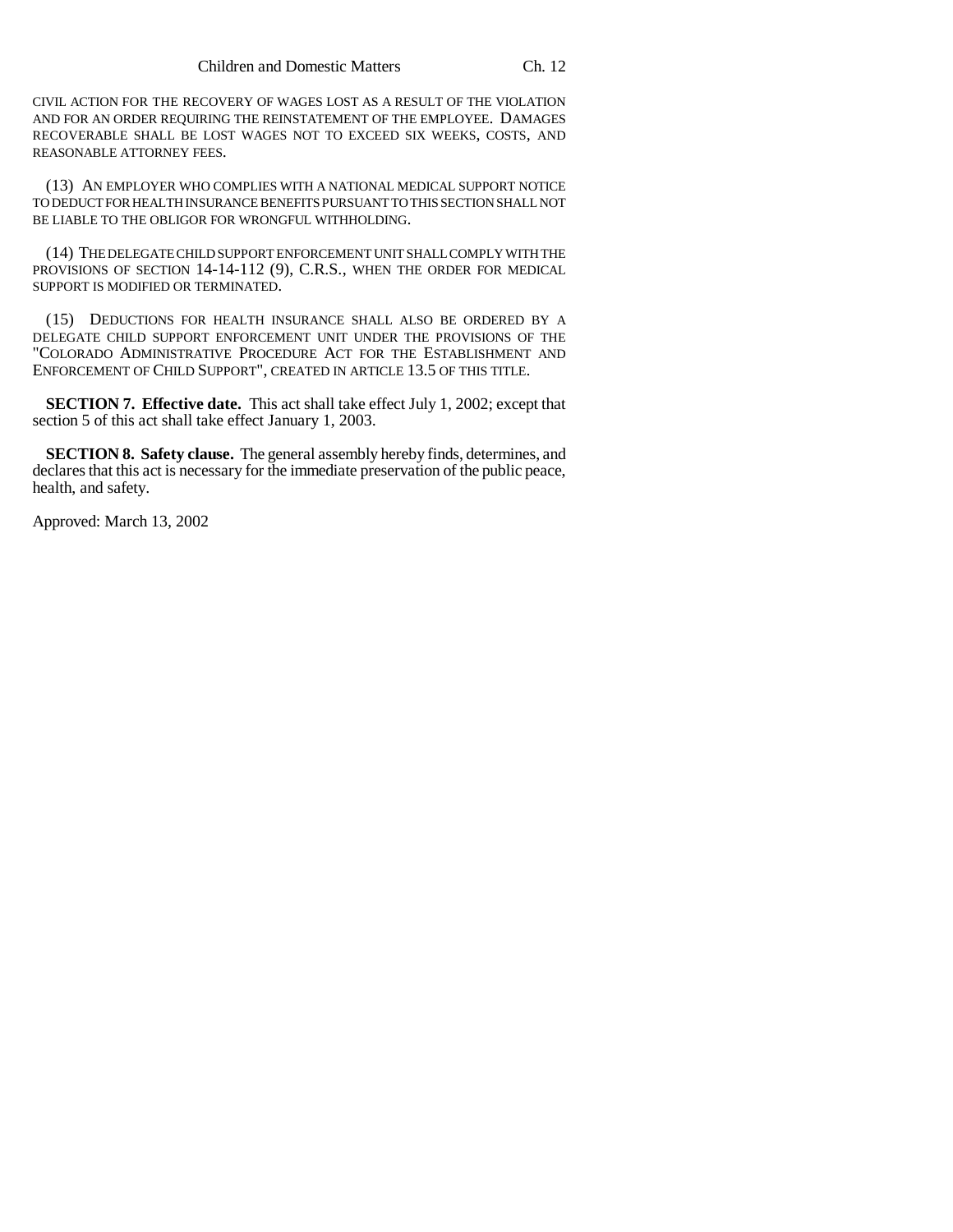CIVIL ACTION FOR THE RECOVERY OF WAGES LOST AS A RESULT OF THE VIOLATION AND FOR AN ORDER REQUIRING THE REINSTATEMENT OF THE EMPLOYEE. DAMAGES RECOVERABLE SHALL BE LOST WAGES NOT TO EXCEED SIX WEEKS, COSTS, AND REASONABLE ATTORNEY FEES.

(13) AN EMPLOYER WHO COMPLIES WITH A NATIONAL MEDICAL SUPPORT NOTICE TO DEDUCT FOR HEALTH INSURANCE BENEFITS PURSUANT TO THIS SECTION SHALL NOT BE LIABLE TO THE OBLIGOR FOR WRONGFUL WITHHOLDING.

(14) THE DELEGATE CHILD SUPPORT ENFORCEMENT UNIT SHALL COMPLY WITH THE PROVISIONS OF SECTION 14-14-112 (9), C.R.S., WHEN THE ORDER FOR MEDICAL SUPPORT IS MODIFIED OR TERMINATED.

(15) DEDUCTIONS FOR HEALTH INSURANCE SHALL ALSO BE ORDERED BY A DELEGATE CHILD SUPPORT ENFORCEMENT UNIT UNDER THE PROVISIONS OF THE "COLORADO ADMINISTRATIVE PROCEDURE ACT FOR THE ESTABLISHMENT AND ENFORCEMENT OF CHILD SUPPORT", CREATED IN ARTICLE 13.5 OF THIS TITLE.

**SECTION 7. Effective date.** This act shall take effect July 1, 2002; except that section 5 of this act shall take effect January 1, 2003.

**SECTION 8. Safety clause.** The general assembly hereby finds, determines, and declares that this act is necessary for the immediate preservation of the public peace, health, and safety.

Approved: March 13, 2002